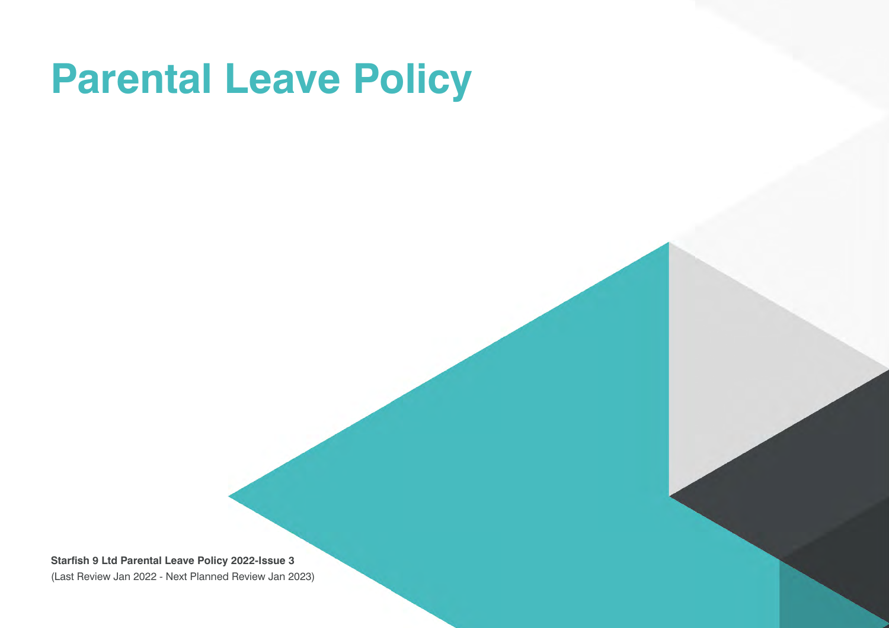# Parental Leave Policy

**Starfish 9 Ltd Parental Leave Policy 2022-Issue 3**
(Last Review Jan 2022 - Next Planned Review Jan 2023)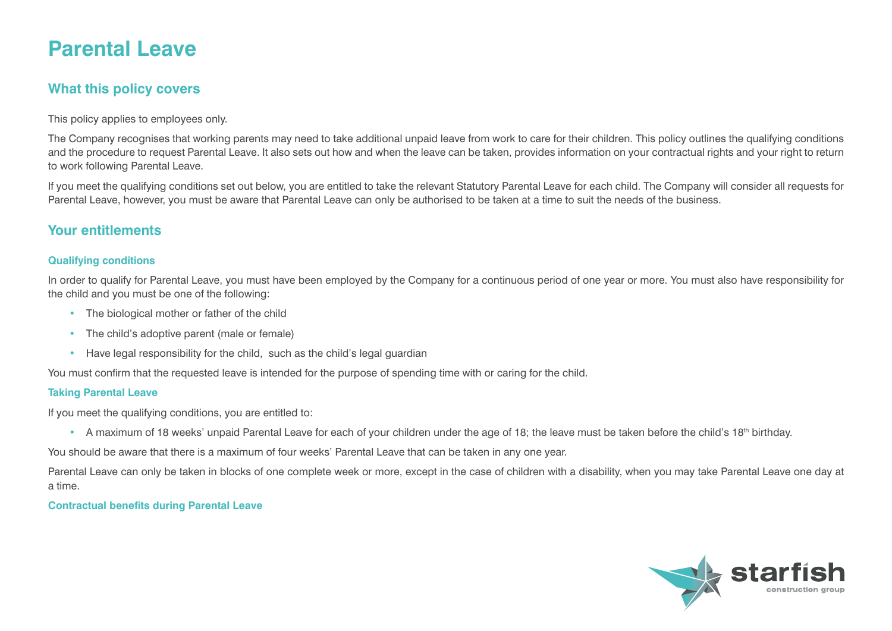# Parental Leave

## What this policy covers

This policy applies to employees only.

The Company recognises that working parents may need to take additional unpaid leave from work to care for their children. This policy outlines the qualifying conditions and the procedure to request Parental Leave. It also sets out how and when the leave can be taken, provides information on your contractual rights and your right to return to work following Parental Leave.

If you meet the qualifying conditions set out below, you are entitled to take the relevant Statutory Parental Leave for each child. The Company will consider all requests for Parental Leave, however, you must be aware that Parental Leave can only be authorised to be taken at a time to suit the needs of the business.

## Your entitlements

### Qualifying conditions

In order to qualify for Parental Leave, you must have been employed by the Company for a continuous period of one year or more. You must also have responsibility for the child and you must be one of the following:

- The biological mother or father of the child
- The child's adoptive parent (male or female)
- Have legal responsibility for the child, such as the child's legal guardian

You must confirm that the requested leave is intended for the purpose of spending time with or caring for the child.

### Taking Parental Leave

If you meet the qualifying conditions, you are entitled to:

- A maximum of 18 weeks' unpaid Parental Leave for each of your children under the age of 18; the leave must be taken before the child's 18th birthday.

You should be aware that there is a maximum of four weeks' Parental Leave that can be taken in any one year.

Parental Leave can only be taken in blocks of one complete week or more, except in the case of children with a disability, when you may take Parental Leave one day at a time.

### Contractual benefits during Parental Leave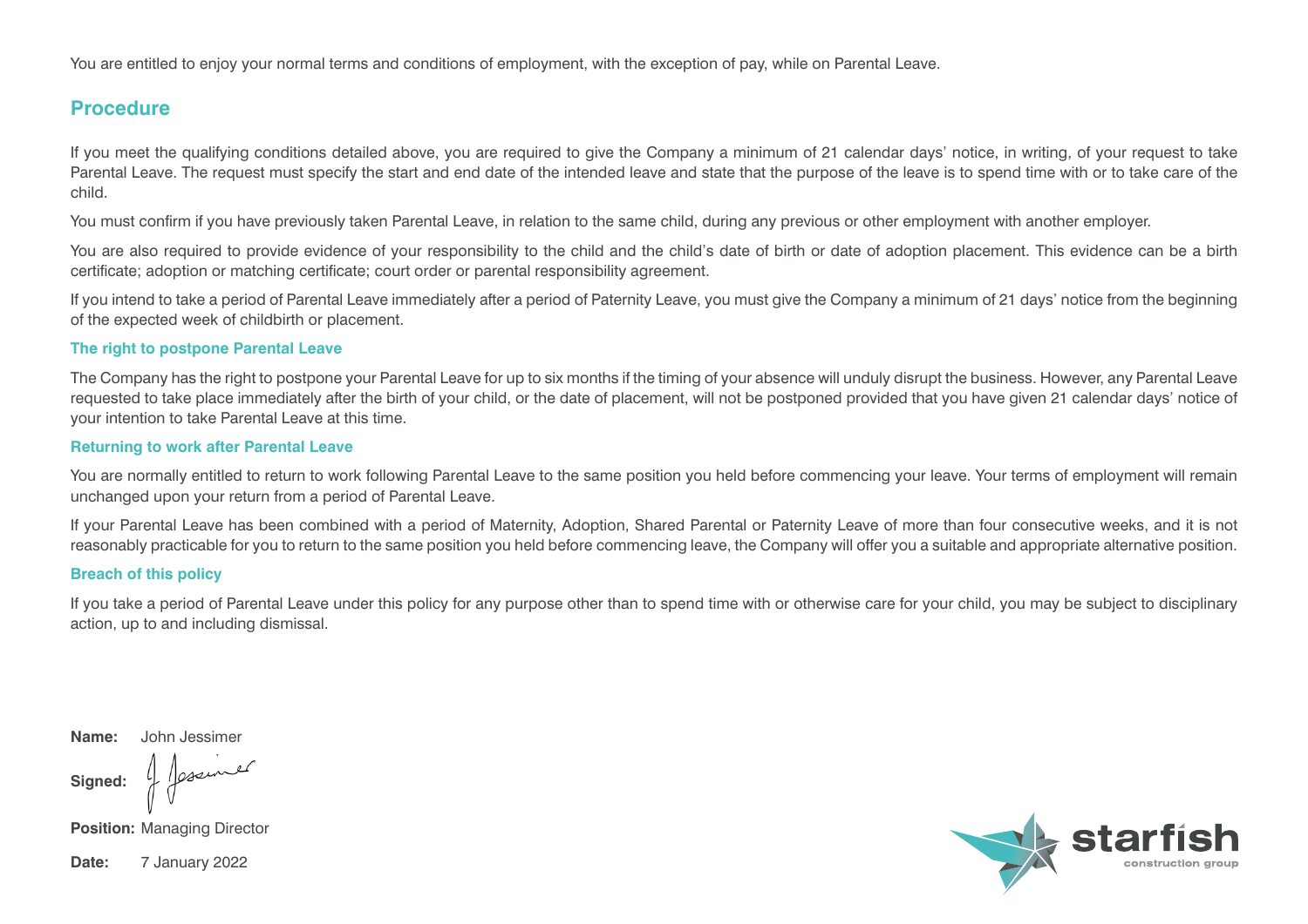You are entitled to enjoy your normal terms and conditions of employment, with the exception of pay, while on Parental Leave.

## Procedure

If you meet the qualifying conditions detailed above, you are required to give the Company a minimum of 21 calendar days' notice, in writing, of your request to take Parental Leave. The request must specify the start and end date of the intended leave and state that the purpose of the leave is to spend time with or to take care of the child.

You must confirm if you have previously taken Parental Leave, in relation to the same child, during any previous or other employment with another employer.

You are also required to provide evidence of your responsibility to the child and the child's date of birth or date of adoption placement. This evidence can be a birth certificate; adoption or matching certificate; court order or parental responsibility agreement.

If you intend to take a period of Parental Leave immediately after a period of Paternity Leave, you must give the Company a minimum of 21 days' notice from the beginning of the expected week of childbirth or placement.

### The right to postpone Parental Leave

The Company has the right to postpone your Parental Leave for up to six months if the timing of your absence will unduly disrupt the business. However, any Parental Leave requested to take place immediately after the birth of your child, or the date of placement, will not be postponed provided that you have given 21 calendar days' notice of your intention to take Parental Leave at this time.

### Returning to work after Parental Leave

You are normally entitled to return to work following Parental Leave to the same position you held before commencing your leave. Your terms of employment will remain unchanged upon your return from a period of Parental Leave.

If your Parental Leave has been combined with a period of Maternity, Adoption, Shared Parental or Paternity Leave of more than four consecutive weeks, and it is not reasonably practicable for you to return to the same position you held before commencing leave, the Company will offer you a suitable and appropriate alternative position.

### Breach of this policy

If you take a period of Parental Leave under this policy for any purpose other than to spend time with or otherwise care for your child, you may be subject to disciplinary action, up to and including dismissal.

**Name:** John Jessimer

**Signed:** J Jessimer

**Position:** Managing Director

**Date:** 7 January 2022

starfish construction group